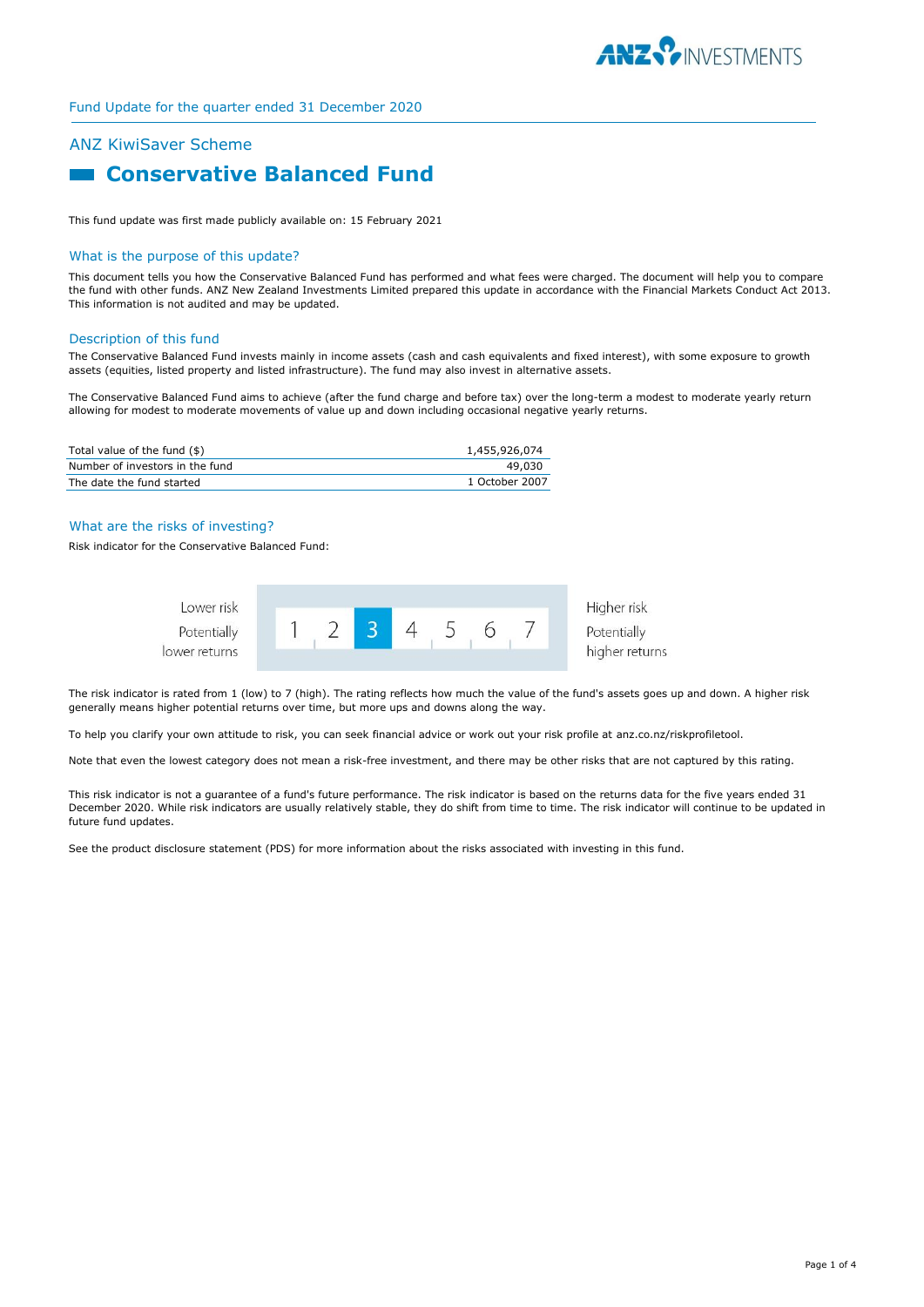Fund Update for the quarter ended 31 December 2020

## ANZ KiwiSaver Scheme

# Conservative Balanced Fund

This fund update was first made publicly available on: 15 February 2021

## What is the purpose of this update?

This document tells you how the Conservative Balanced Fund has performed and what fees were charged. The document will help you to compare the fund with other funds. ANZ New Zealand Investments Limited prepared this update in accordance with the Financial Markets Conduct Act 2013. This information is not audited and may be updated.

## Description of this fund

The Conservative Balanced Fund invests mainly in income assets (cash and cash equivalents and fixed interest), with some exposure to growth assets (equities, listed property and listed infrastructure). The fund may also invest in alternative assets.

The Conservative Balanced Fund aims to achieve (after the fund charge and before tax) over the long-term a modest to moderate yearly return allowing for modest to moderate movements of value up and down including occasional negative yearly returns.

| | |
|---|---|
| Total value of the fund ($) | 1,455,926,074 |
| Number of investors in the fund | 49,030 |
| The date the fund started | 1 October 2007 |

## What are the risks of investing?

Risk indicator for the Conservative Balanced Fund:

| Lower risk<br>Potentially lower returns | 1 | 2 | **3** | 4 | 5 | 6 | 7 | Higher risk<br>Potentially higher returns |
|---|---|---|---|---|---|---|---|---|

The risk indicator is rated from 1 (low) to 7 (high). The rating reflects how much the value of the fund's assets goes up and down. A higher risk generally means higher potential returns over time, but more ups and downs along the way.

To help you clarify your own attitude to risk, you can seek financial advice or work out your risk profile at anz.co.nz/riskprofiletool.

Note that even the lowest category does not mean a risk-free investment, and there may be other risks that are not captured by this rating.

This risk indicator is not a guarantee of a fund's future performance. The risk indicator is based on the returns data for the five years ended 31 December 2020. While risk indicators are usually relatively stable, they do shift from time to time. The risk indicator will continue to be updated in future fund updates.

See the product disclosure statement (PDS) for more information about the risks associated with investing in this fund.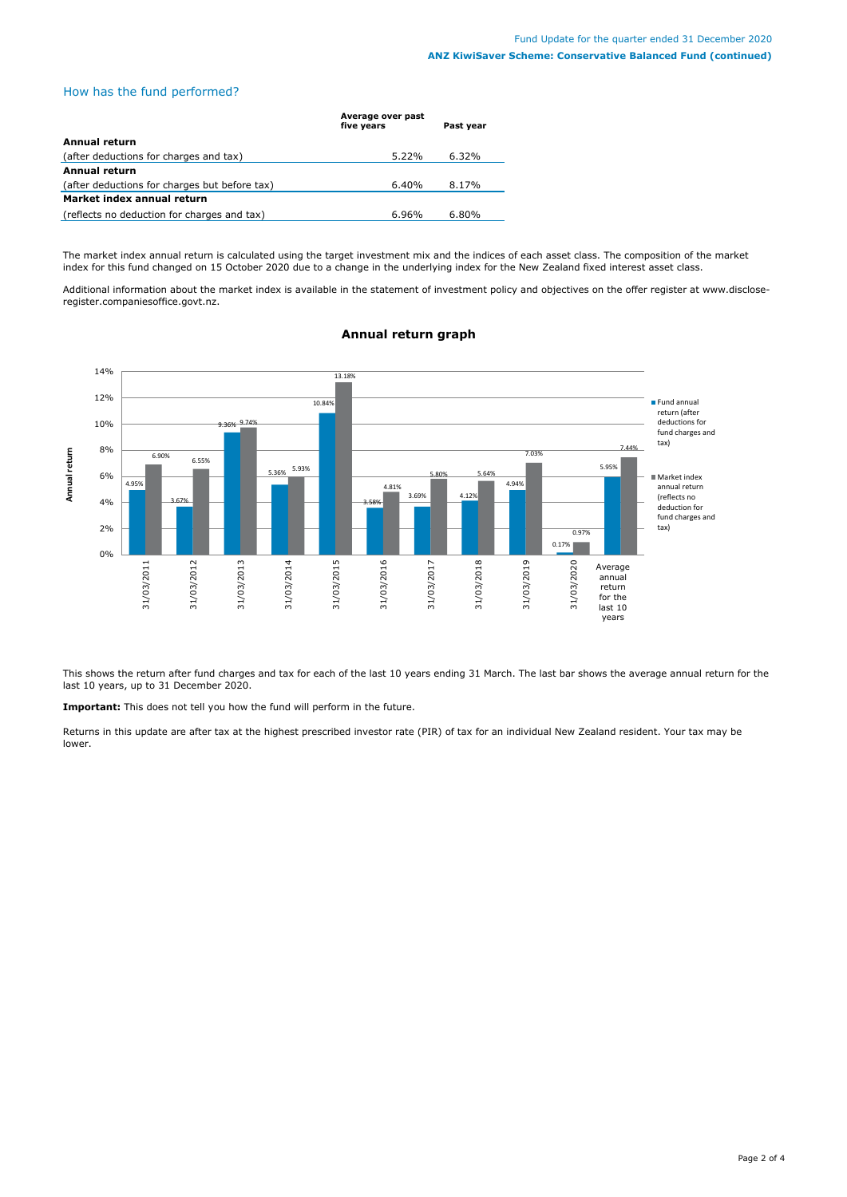## How has the fund performed?

| | Average over past five years | Past year |
|---|---|---|
| **Annual return** | | |
| (after deductions for charges and tax) | 5.22% | 6.32% |
| **Annual return** | | |
| (after deductions for charges but before tax) | 6.40% | 8.17% |
| **Market index annual return** | | |
| (reflects no deduction for charges and tax) | 6.96% | 6.80% |

The market index annual return is calculated using the target investment mix and the indices of each asset class. The composition of the market index for this fund changed on 15 October 2020 due to a change in the underlying index for the New Zealand fixed interest asset class.

Additional information about the market index is available in the statement of investment policy and objectives on the offer register at www.disclose-register.companiesoffice.govt.nz.

### Annual return graph

| | Fund annual return (after deductions for fund charges and tax) | Market index annual return (reflects no deduction for fund charges and tax) |
|---|---|---|
| 31/03/2011 | 4.95% | 6.90% |
| 31/03/2012 | 3.67% | 6.55% |
| 31/03/2013 | 9.36% | 9.74% |
| 31/03/2014 | 5.36% | 5.93% |
| 31/03/2015 | 10.84% | 13.18% |
| 31/03/2016 | 3.58% | 4.81% |
| 31/03/2017 | 3.69% | 5.80% |
| 31/03/2018 | 4.12% | 5.64% |
| 31/03/2019 | 4.94% | 7.03% |
| 31/03/2020 | 0.17% | 0.97% |
| Average annual return for the last 10 years | 5.95% | 7.44% |

This shows the return after fund charges and tax for each of the last 10 years ending 31 March. The last bar shows the average annual return for the last 10 years, up to 31 December 2020.

**Important:** This does not tell you how the fund will perform in the future.

Returns in this update are after tax at the highest prescribed investor rate (PIR) of tax for an individual New Zealand resident. Your tax may be lower.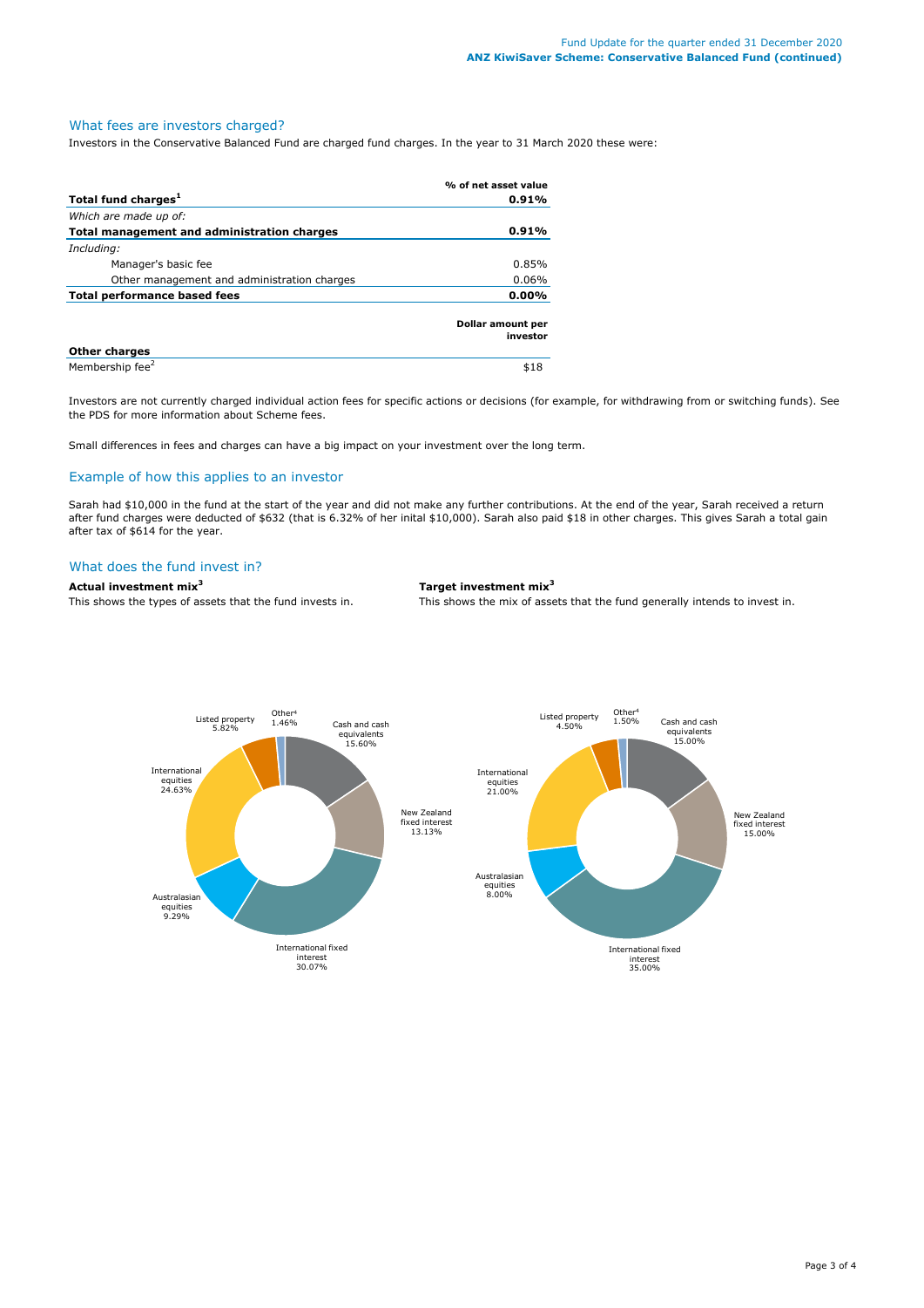## What fees are investors charged?

Investors in the Conservative Balanced Fund are charged fund charges. In the year to 31 March 2020 these were:

| | % of net asset value |
|---|---|
| **Total fund charges[1]** | **0.91%** |
| *Which are made up of:* | |
| **Total management and administration charges** | **0.91%** |
| *Including:* | |
| Manager's basic fee | 0.85% |
| Other management and administration charges | 0.06% |
| **Total performance based fees** | **0.00%** |
| | **Dollar amount per investor** |
| **Other charges** | |
| Membership fee[2] | $18 |

Investors are not currently charged individual action fees for specific actions or decisions (for example, for withdrawing from or switching funds). See the PDS for more information about Scheme fees.

Small differences in fees and charges can have a big impact on your investment over the long term.

## Example of how this applies to an investor

Sarah had $10,000 in the fund at the start of the year and did not make any further contributions. At the end of the year, Sarah received a return after fund charges were deducted of $632 (that is 6.32% of her inital $10,000). Sarah also paid $18 in other charges. This gives Sarah a total gain after tax of $614 for the year.

## What does the fund invest in?

**Actual investment mix[3]**

This shows the types of assets that the fund invests in.

| Asset | Actual |
|---|---|
| Cash and cash equivalents | 15.60% |
| New Zealand fixed interest | 13.13% |
| International fixed interest | 30.07% |
| Australasian equities | 9.29% |
| International equities | 24.63% |
| Listed property | 5.82% |
| Other[4] | 1.46% |

**Target investment mix[3]**

This shows the mix of assets that the fund generally intends to invest in.

| Asset | Target |
|---|---|
| Cash and cash equivalents | 15.00% |
| New Zealand fixed interest | 15.00% |
| International fixed interest | 35.00% |
| Australasian equities | 8.00% |
| International equities | 21.00% |
| Listed property | 4.50% |
| Other[4] | 1.50% |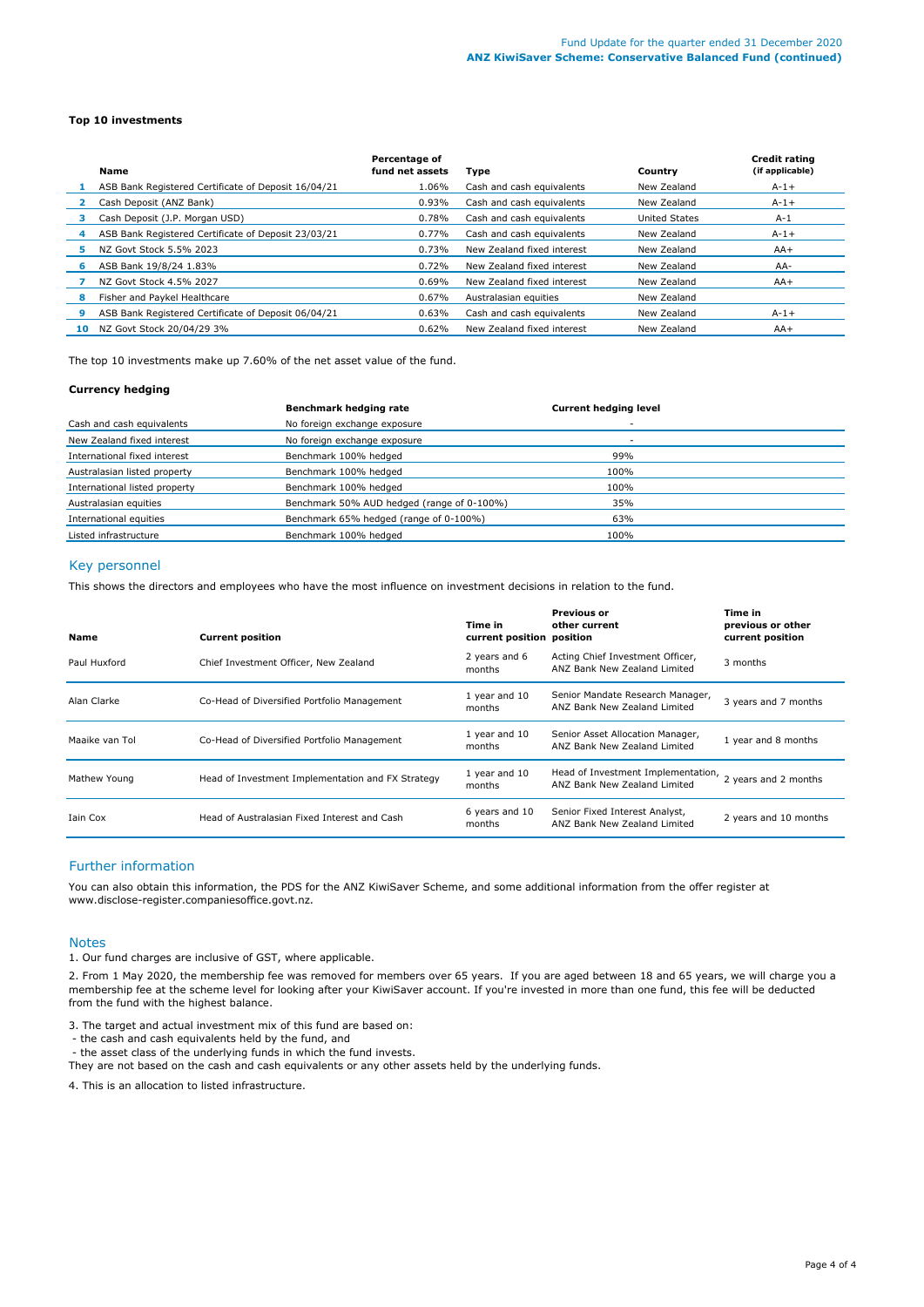### Top 10 investments

| | Name | Percentage of fund net assets | Type | Country | Credit rating (if applicable) |
|---|---|---|---|---|---|
| 1 | ASB Bank Registered Certificate of Deposit 16/04/21 | 1.06% | Cash and cash equivalents | New Zealand | A-1+ |
| 2 | Cash Deposit (ANZ Bank) | 0.93% | Cash and cash equivalents | New Zealand | A-1+ |
| 3 | Cash Deposit (J.P. Morgan USD) | 0.78% | Cash and cash equivalents | United States | A-1 |
| 4 | ASB Bank Registered Certificate of Deposit 23/03/21 | 0.77% | Cash and cash equivalents | New Zealand | A-1+ |
| 5 | NZ Govt Stock 5.5% 2023 | 0.73% | New Zealand fixed interest | New Zealand | AA+ |
| 6 | ASB Bank 19/8/24 1.83% | 0.72% | New Zealand fixed interest | New Zealand | AA- |
| 7 | NZ Govt Stock 4.5% 2027 | 0.69% | New Zealand fixed interest | New Zealand | AA+ |
| 8 | Fisher and Paykel Healthcare | 0.67% | Australasian equities | New Zealand | |
| 9 | ASB Bank Registered Certificate of Deposit 06/04/21 | 0.63% | Cash and cash equivalents | New Zealand | A-1+ |
| 10 | NZ Govt Stock 20/04/29 3% | 0.62% | New Zealand fixed interest | New Zealand | AA+ |

The top 10 investments make up 7.60% of the net asset value of the fund.

### Currency hedging

| | Benchmark hedging rate | Current hedging level |
|---|---|---|
| Cash and cash equivalents | No foreign exchange exposure | - |
| New Zealand fixed interest | No foreign exchange exposure | - |
| International fixed interest | Benchmark 100% hedged | 99% |
| Australasian listed property | Benchmark 100% hedged | 100% |
| International listed property | Benchmark 100% hedged | 100% |
| Australasian equities | Benchmark 50% AUD hedged (range of 0-100%) | 35% |
| International equities | Benchmark 65% hedged (range of 0-100%) | 63% |
| Listed infrastructure | Benchmark 100% hedged | 100% |

## Key personnel

This shows the directors and employees who have the most influence on investment decisions in relation to the fund.

| Name | Current position | Time in current position | Previous or other current position | Time in previous or other current position |
|---|---|---|---|---|
| Paul Huxford | Chief Investment Officer, New Zealand | 2 years and 6 months | Acting Chief Investment Officer, ANZ Bank New Zealand Limited | 3 months |
| Alan Clarke | Co-Head of Diversified Portfolio Management | 1 year and 10 months | Senior Mandate Research Manager, ANZ Bank New Zealand Limited | 3 years and 7 months |
| Maaike van Tol | Co-Head of Diversified Portfolio Management | 1 year and 10 months | Senior Asset Allocation Manager, ANZ Bank New Zealand Limited | 1 year and 8 months |
| Mathew Young | Head of Investment Implementation and FX Strategy | 1 year and 10 months | Head of Investment Implementation, ANZ Bank New Zealand Limited | 2 years and 2 months |
| Iain Cox | Head of Australasian Fixed Interest and Cash | 6 years and 10 months | Senior Fixed Interest Analyst, ANZ Bank New Zealand Limited | 2 years and 10 months |

## Further information

You can also obtain this information, the PDS for the ANZ KiwiSaver Scheme, and some additional information from the offer register at www.disclose-register.companiesoffice.govt.nz.

## Notes

1. Our fund charges are inclusive of GST, where applicable.

2. From 1 May 2020, the membership fee was removed for members over 65 years. If you are aged between 18 and 65 years, we will charge you a membership fee at the scheme level for looking after your KiwiSaver account. If you're invested in more than one fund, this fee will be deducted from the fund with the highest balance.

3. The target and actual investment mix of this fund are based on:
 - the cash and cash equivalents held by the fund, and
 - the asset class of the underlying funds in which the fund invests.
They are not based on the cash and cash equivalents or any other assets held by the underlying funds.

4. This is an allocation to listed infrastructure.